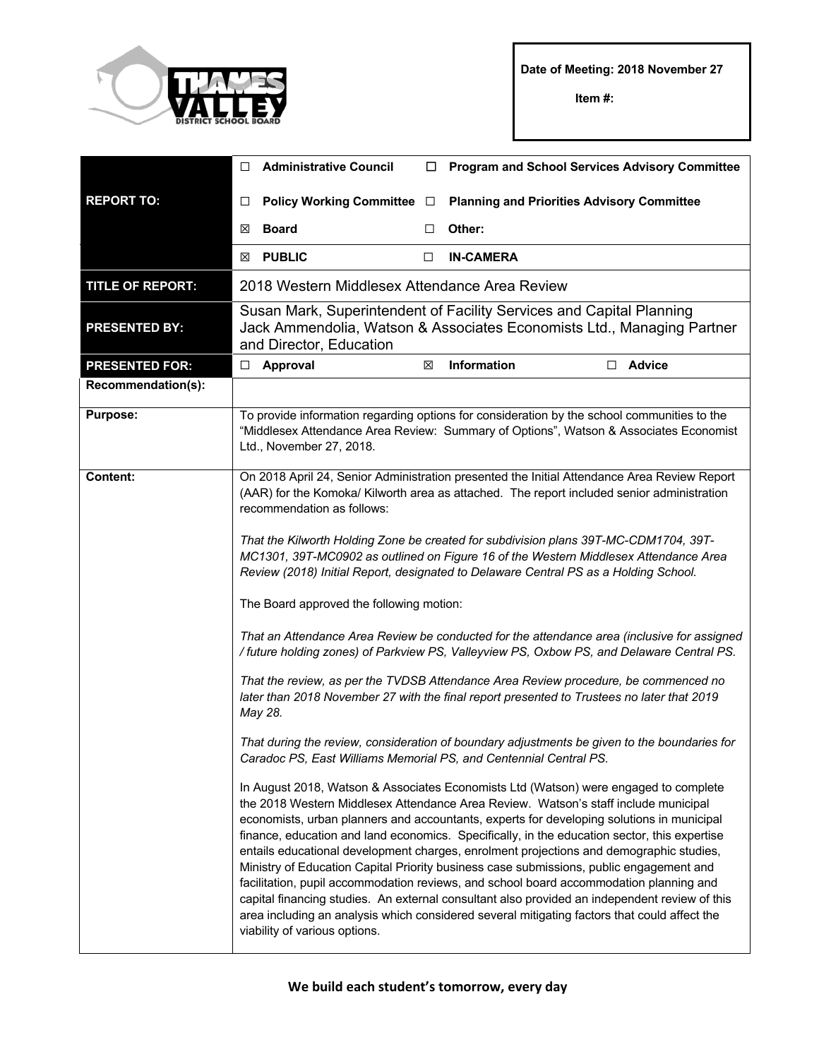**Date of Meeting: 2018 November 27**

**Item #:**

| | | |
|---|---|---|
| **REPORT TO:** | ☐ **Administrative Council** ☐ **Program and School Services Advisory Committee**<br>☐ **Policy Working Committee** ☐ **Planning and Priorities Advisory Committee**<br>☒ **Board** ☐ **Other:** | |
| | ☒ **PUBLIC** ☐ **IN-CAMERA** | |
| **TITLE OF REPORT:** | 2018 Western Middlesex Attendance Area Review | |
| **PRESENTED BY:** | Susan Mark, Superintendent of Facility Services and Capital Planning<br>Jack Ammendolia, Watson & Associates Economists Ltd., Managing Partner and Director, Education | |
| **PRESENTED FOR:** | ☐ **Approval** ☒ **Information** ☐ **Advice** | |
| **Recommendation(s):** | | |
| **Purpose:** | To provide information regarding options for consideration by the school communities to the "Middlesex Attendance Area Review: Summary of Options", Watson & Associates Economist Ltd., November 27, 2018. | |

**Content:**

On 2018 April 24, Senior Administration presented the Initial Attendance Area Review Report (AAR) for the Komoka/ Kilworth area as attached. The report included senior administration recommendation as follows:

*That the Kilworth Holding Zone be created for subdivision plans 39T-MC-CDM1704, 39T-MC1301, 39T-MC0902 as outlined on Figure 16 of the Western Middlesex Attendance Area Review (2018) Initial Report, designated to Delaware Central PS as a Holding School.*

The Board approved the following motion:

*That an Attendance Area Review be conducted for the attendance area (inclusive for assigned / future holding zones) of Parkview PS, Valleyview PS, Oxbow PS, and Delaware Central PS.*

*That the review, as per the TVDSB Attendance Area Review procedure, be commenced no later than 2018 November 27 with the final report presented to Trustees no later that 2019 May 28.*

*That during the review, consideration of boundary adjustments be given to the boundaries for Caradoc PS, East Williams Memorial PS, and Centennial Central PS.*

In August 2018, Watson & Associates Economists Ltd (Watson) were engaged to complete the 2018 Western Middlesex Attendance Area Review. Watson's staff include municipal economists, urban planners and accountants, experts for developing solutions in municipal finance, education and land economics. Specifically, in the education sector, this expertise entails educational development charges, enrolment projections and demographic studies, Ministry of Education Capital Priority business case submissions, public engagement and facilitation, pupil accommodation reviews, and school board accommodation planning and capital financing studies. An external consultant also provided an independent review of this area including an analysis which considered several mitigating factors that could affect the viability of various options.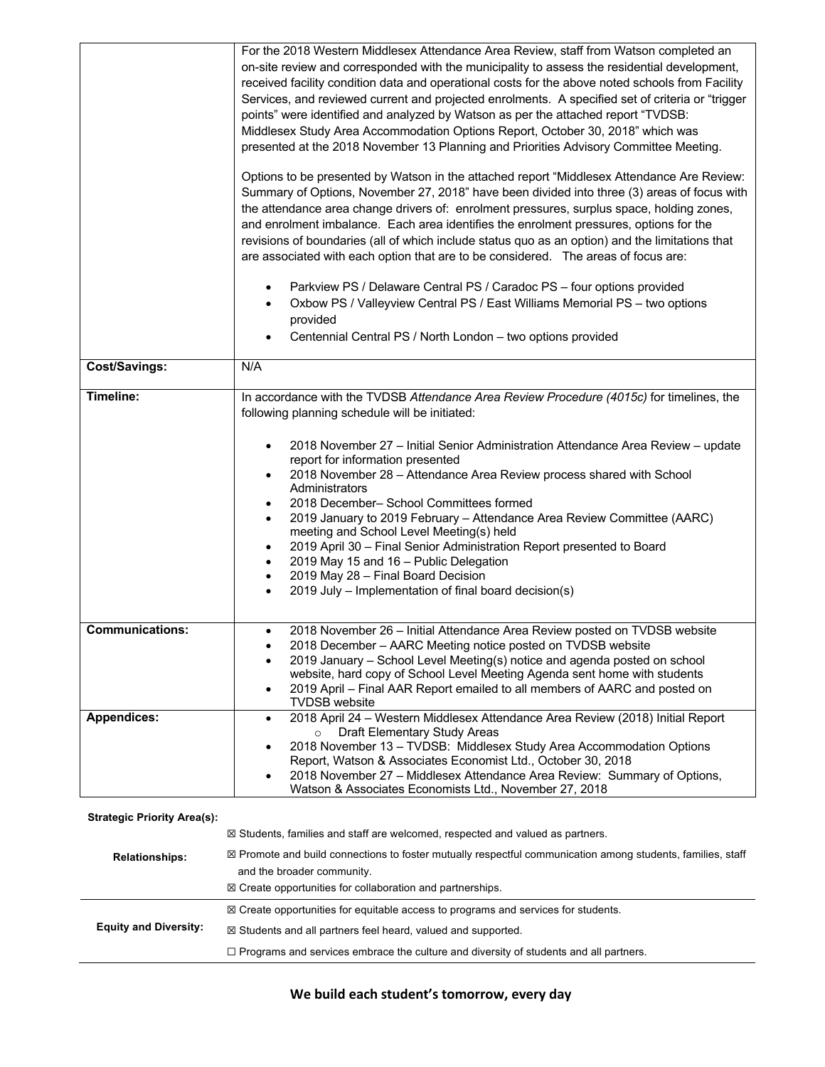| | |
|---|---|
| | For the 2018 Western Middlesex Attendance Area Review, staff from Watson completed an on-site review and corresponded with the municipality to assess the residential development, received facility condition data and operational costs for the above noted schools from Facility Services, and reviewed current and projected enrolments. A specified set of criteria or "trigger points" were identified and analyzed by Watson as per the attached report "TVDSB: Middlesex Study Area Accommodation Options Report, October 30, 2018" which was presented at the 2018 November 13 Planning and Priorities Advisory Committee Meeting.<br><br>Options to be presented by Watson in the attached report "Middlesex Attendance Are Review: Summary of Options, November 27, 2018" have been divided into three (3) areas of focus with the attendance area change drivers of: enrolment pressures, surplus space, holding zones, and enrolment imbalance. Each area identifies the enrolment pressures, options for the revisions of boundaries (all of which include status quo as an option) and the limitations that are associated with each option that are to be considered. The areas of focus are:<br><br>• Parkview PS / Delaware Central PS / Caradoc PS – four options provided<br>• Oxbow PS / Valleyview Central PS / East Williams Memorial PS – two options provided<br>• Centennial Central PS / North London – two options provided |
| **Cost/Savings:** | N/A |
| **Timeline:** | In accordance with the TVDSB *Attendance Area Review Procedure (4015c)* for timelines, the following planning schedule will be initiated:<br><br>• 2018 November 27 – Initial Senior Administration Attendance Area Review – update report for information presented<br>• 2018 November 28 – Attendance Area Review process shared with School Administrators<br>• 2018 December– School Committees formed<br>• 2019 January to 2019 February – Attendance Area Review Committee (AARC) meeting and School Level Meeting(s) held<br>• 2019 April 30 – Final Senior Administration Report presented to Board<br>• 2019 May 15 and 16 – Public Delegation<br>• 2019 May 28 – Final Board Decision<br>• 2019 July – Implementation of final board decision(s) |
| **Communications:** | • 2018 November 26 – Initial Attendance Area Review posted on TVDSB website<br>• 2018 December – AARC Meeting notice posted on TVDSB website<br>• 2019 January – School Level Meeting(s) notice and agenda posted on school website, hard copy of School Level Meeting Agenda sent home with students<br>• 2019 April – Final AAR Report emailed to all members of AARC and posted on TVDSB website |
| **Appendices:** | • 2018 April 24 – Western Middlesex Attendance Area Review (2018) Initial Report<br>  ○ Draft Elementary Study Areas<br>• 2018 November 13 – TVDSB: Middlesex Study Area Accommodation Options Report, Watson & Associates Economist Ltd., October 30, 2018<br>• 2018 November 27 – Middlesex Attendance Area Review: Summary of Options, Watson & Associates Economists Ltd., November 27, 2018 |

**Strategic Priority Area(s):**

| | |
|---|---|
| **Relationships:** | ☒ Students, families and staff are welcomed, respected and valued as partners.<br>☒ Promote and build connections to foster mutually respectful communication among students, families, staff and the broader community.<br>☒ Create opportunities for collaboration and partnerships. |
| **Equity and Diversity:** | ☒ Create opportunities for equitable access to programs and services for students.<br>☒ Students and all partners feel heard, valued and supported.<br>☐ Programs and services embrace the culture and diversity of students and all partners. |

**We build each student's tomorrow, every day**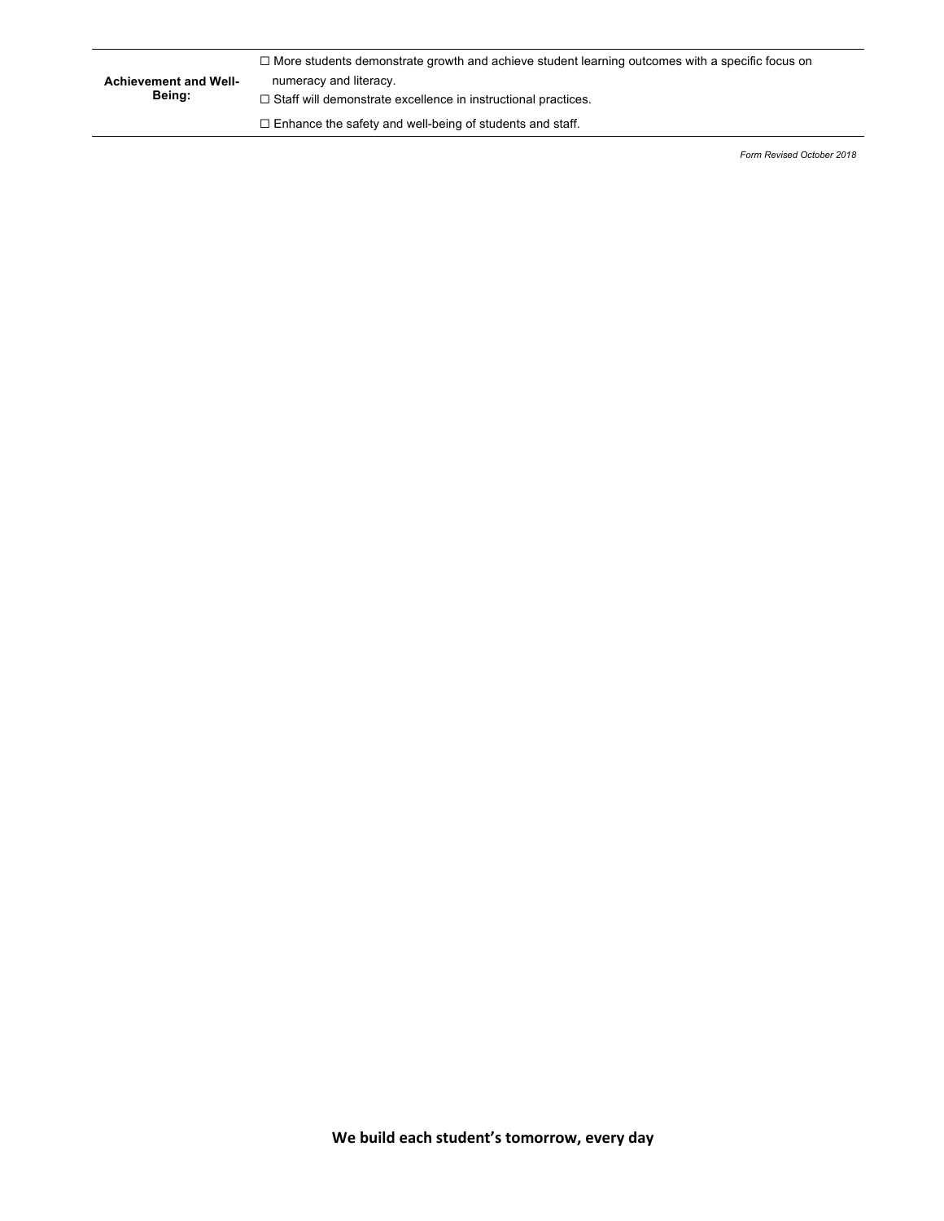| | |
|---|---|
| **Achievement and Well-Being:** | ☐ More students demonstrate growth and achieve student learning outcomes with a specific focus on numeracy and literacy.<br>☐ Staff will demonstrate excellence in instructional practices.<br>☐ Enhance the safety and well-being of students and staff. |

*Form Revised October 2018*

**We build each student's tomorrow, every day**